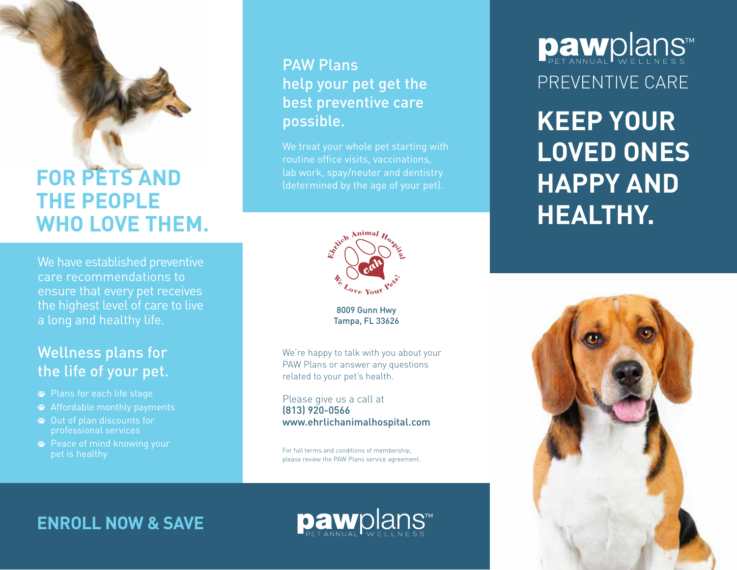# FOR PETS AND THE PEOPLE WHO LOVE THEM.

We have established preventive care recommendations to ensure that every pet receives the highest level of care to live a long and healthy life.

## Wellness plans for the life of your pet.

- Plans for each life stage
- Affordable monthly payments
- Out of plan discounts for professional services
- Peace of mind knowing your pet is healthy

**ENROLL NOW & SAVE**

## PAW Plans help your pet get the best preventive care possible.

We treat your whole pet starting with routine office visits, vaccinations, lab work, spay/neuter and dentistry (determined by the age of your pet).

Ehrlich Animal Hospital
eah
We Love Your Pets!

8009 Gunn Hwy
Tampa, FL 33626

We're happy to talk with you about your PAW Plans or answer any questions related to your pet's health.

Please give us a call at
(813) 920-0566
www.ehrlichanimalhospital.com

For full terms and conditions of membership, please review the PAW Plans service agreement.

pawplans™ PET ANNUAL WELLNESS

pawplans™ PET ANNUAL WELLNESS

PREVENTIVE CARE

# KEEP YOUR LOVED ONES HAPPY AND HEALTHY.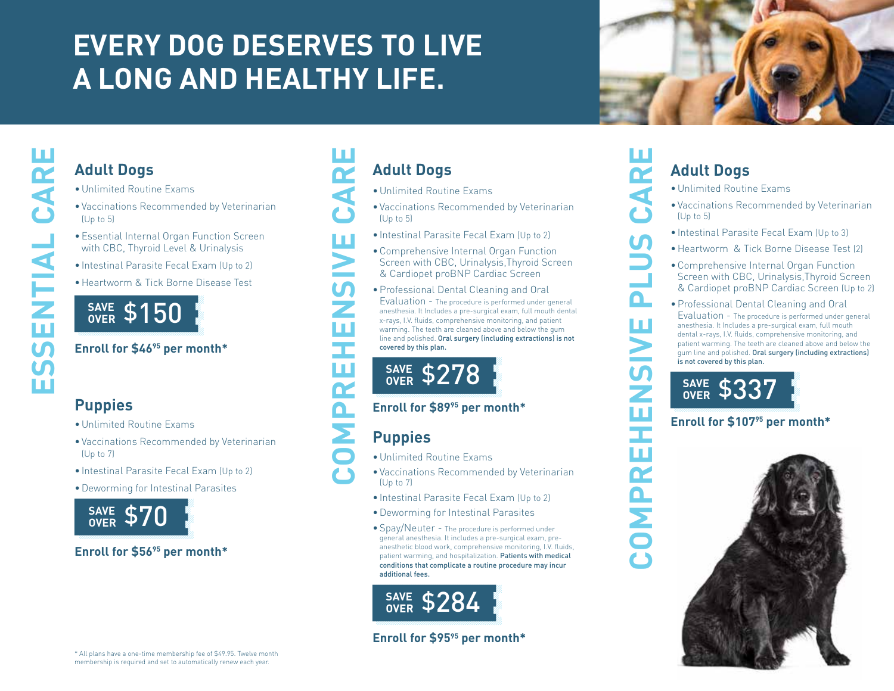# EVERY DOG DESERVES TO LIVE A LONG AND HEALTHY LIFE.

## ESSENTIAL CARE

### Adult Dogs

- Unlimited Routine Exams
- Vaccinations Recommended by Veterinarian (Up to 5)
- Essential Internal Organ Function Screen with CBC, Thyroid Level & Urinalysis
- Intestinal Parasite Fecal Exam (Up to 2)
- Heartworm & Tick Borne Disease Test

**SAVE OVER $150**

**Enroll for $46[95] per month***

### Puppies

- Unlimited Routine Exams
- Vaccinations Recommended by Veterinarian (Up to 7)
- Intestinal Parasite Fecal Exam (Up to 2)
- Deworming for Intestinal Parasites

**SAVE OVER $70**

**Enroll for $56[95] per month***

## COMPREHENSIVE CARE

### Adult Dogs

- Unlimited Routine Exams
- Vaccinations Recommended by Veterinarian (Up to 5)
- Intestinal Parasite Fecal Exam (Up to 2)
- Comprehensive Internal Organ Function Screen with CBC, Urinalysis, Thyroid Screen & Cardiopet proBNP Cardiac Screen
- Professional Dental Cleaning and Oral Evaluation - The procedure is performed under general anesthesia. It Includes a pre-surgical exam, full mouth dental x-rays, I.V. fluids, comprehensive monitoring, and patient warming. The teeth are cleaned above and below the gum line and polished. **Oral surgery (including extractions) is not covered by this plan.**

**SAVE OVER $278**

**Enroll for $89[95] per month***

### Puppies

- Unlimited Routine Exams
- Vaccinations Recommended by Veterinarian (Up to 7)
- Intestinal Parasite Fecal Exam (Up to 2)
- Deworming for Intestinal Parasites
- Spay/Neuter - The procedure is performed under general anesthesia. It includes a pre-surgical exam, pre-anesthetic blood work, comprehensive monitoring, I.V. fluids, patient warming, and hospitalization. **Patients with medical conditions that complicate a routine procedure may incur additional fees.**

**SAVE OVER $284**

**Enroll for $95[95] per month***

## COMPREHENSIVE PLUS CARE

### Adult Dogs

- Unlimited Routine Exams
- Vaccinations Recommended by Veterinarian (Up to 5)
- Intestinal Parasite Fecal Exam (Up to 3)
- Heartworm & Tick Borne Disease Test (2)
- Comprehensive Internal Organ Function Screen with CBC, Urinalysis, Thyroid Screen & Cardiopet proBNP Cardiac Screen (Up to 2)
- Professional Dental Cleaning and Oral Evaluation - The procedure is performed under general anesthesia. It includes a pre-surgical exam, full mouth dental x-rays, I.V. fluids, comprehensive monitoring, and patient warming. The teeth are cleaned above and below the gum line and polished. **Oral surgery (including extractions) is not covered by this plan.**

**SAVE OVER $337**

**Enroll for $107[95] per month***

\* All plans have a one-time membership fee of $49.95. Twelve month membership is required and set to automatically renew each year.